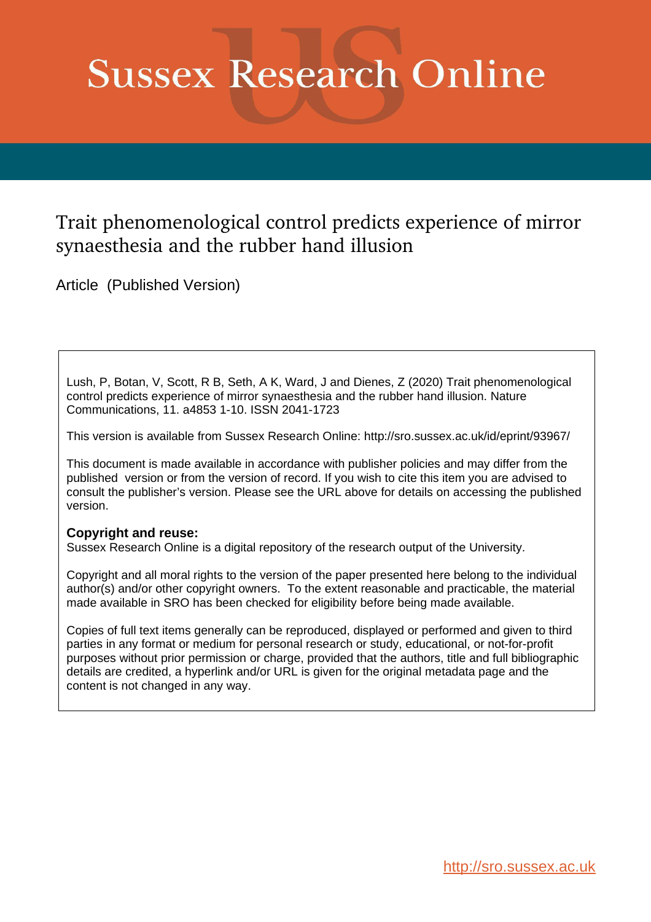# Sussex Research Online

## Trait phenomenological control predicts experience of mirror synaesthesia and the rubber hand illusion

Article (Published Version)

Lush, P, Botan, V, Scott, R B, Seth, A K, Ward, J and Dienes, Z (2020) Trait phenomenological control predicts experience of mirror synaesthesia and the rubber hand illusion. Nature Communications, 11. a4853 1-10. ISSN 2041-1723

This version is available from Sussex Research Online: http://sro.sussex.ac.uk/id/eprint/93967/

This document is made available in accordance with publisher policies and may differ from the published version or from the version of record. If you wish to cite this item you are advised to consult the publisher's version. Please see the URL above for details on accessing the published version.

**Copyright and reuse:**
Sussex Research Online is a digital repository of the research output of the University.

Copyright and all moral rights to the version of the paper presented here belong to the individual author(s) and/or other copyright owners. To the extent reasonable and practicable, the material made available in SRO has been checked for eligibility before being made available.

Copies of full text items generally can be reproduced, displayed or performed and given to third parties in any format or medium for personal research or study, educational, or not-for-profit purposes without prior permission or charge, provided that the authors, title and full bibliographic details are credited, a hyperlink and/or URL is given for the original metadata page and the content is not changed in any way.

http://sro.sussex.ac.uk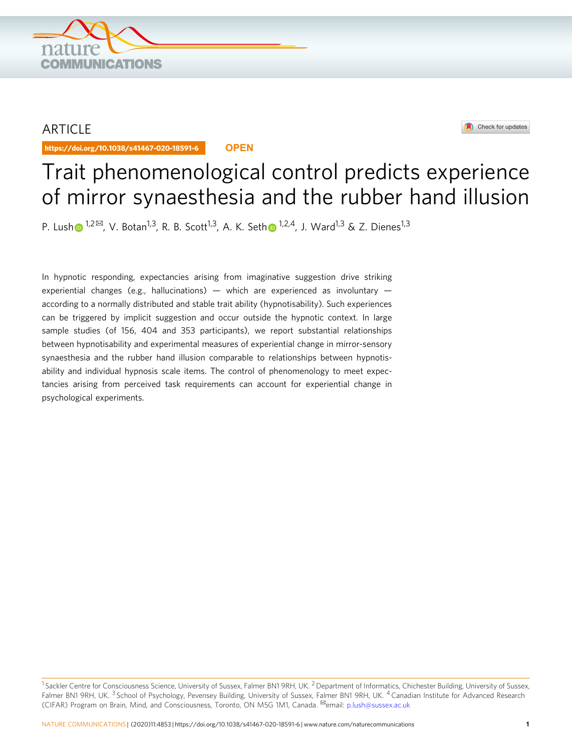ARTICLE

# Trait phenomenological control predicts experience of mirror synaesthesia and the rubber hand illusion

P. Lush[1,2✉], V. Botan[1,3], R. B. Scott[1,3], A. K. Seth[1,2,4], J. Ward[1,3] & Z. Dienes[1,3]

In hypnotic responding, expectancies arising from imaginative suggestion drive striking experiential changes (e.g., hallucinations) — which are experienced as involuntary — according to a normally distributed and stable trait ability (hypnotisability). Such experiences can be triggered by implicit suggestion and occur outside the hypnotic context. In large sample studies (of 156, 404 and 353 participants), we report substantial relationships between hypnotisability and experimental measures of experiential change in mirror-sensory synaesthesia and the rubber hand illusion comparable to relationships between hypnotisability and individual hypnosis scale items. The control of phenomenology to meet expectancies arising from perceived task requirements can account for experiential change in psychological experiments.

[1] Sackler Centre for Consciousness Science, University of Sussex, Falmer BN1 9RH, UK. [2] Department of Informatics, Chichester Building, University of Sussex, Falmer BN1 9RH, UK. [3] School of Psychology, Pevensey Building, University of Sussex, Falmer BN1 9RH, UK. [4] Canadian Institute for Advanced Research (CIFAR) Program on Brain, Mind, and Consciousness, Toronto, ON M5G 1M1, Canada. ✉email: p.lush@sussex.ac.uk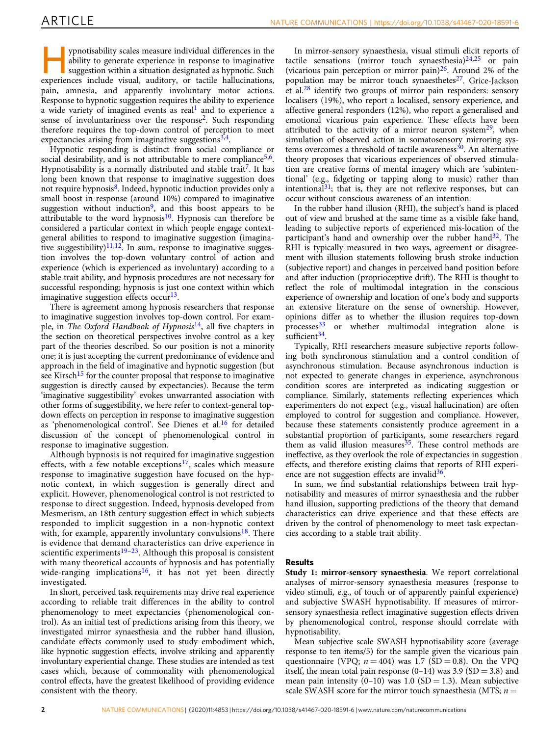Hypnotisability scales measure individual differences in the ability to generate experience in response to imaginative suggestion within a situation designated as hypnotic. Such experiences include visual, auditory, or tactile hallucinations, pain, amnesia, and apparently involuntary motor actions. Response to hypnotic suggestion requires the ability to experience a wide variety of imagined events as real[1] and to experience a sense of involuntariness over the response[2]. Such responding therefore requires the top-down control of perception to meet expectancies arising from imaginative suggestions[3,4].

Hypnotic responding is distinct from social compliance or social desirability, and is not attributable to mere compliance[5,6]. Hypnotisability is a normally distributed and stable trait[7]. It has long been known that response to imaginative suggestion does not require hypnosis[8]. Indeed, hypnotic induction provides only a small boost in response (around 10%) compared to imaginative suggestion without induction[9], and this boost appears to be attributable to the word hypnosis[10]. Hypnosis can therefore be considered a particular context in which people engage context-general abilities to respond to imaginative suggestion (imaginative suggestibility)[11,12]. In sum, response to imaginative suggestion involves the top-down voluntary control of action and experience (which is experienced as involuntary) according to a stable trait ability, and hypnosis procedures are not necessary for successful responding; hypnosis is just one context within which imaginative suggestion effects occur[13].

There is agreement among hypnosis researchers that response to imaginative suggestion involves top-down control. For example, in *The Oxford Handbook of Hypnosis*[14], all five chapters in the section on theoretical perspectives involve control as a key part of the theories described. So our position is not a minority one; it is just accepting the current predominance of evidence and approach in the field of imaginative and hypnotic suggestion (but see Kirsch[15] for the counter proposal that response to imaginative suggestion is directly caused by expectancies). Because the term 'imaginative suggestibility' evokes unwarranted association with other forms of suggestibility, we here refer to context-general top-down effects on perception in response to imaginative suggestion as 'phenomenological control'. See Dienes et al.[16] for detailed discussion of the concept of phenomenological control in response to imaginative suggestion.

Although hypnosis is not required for imaginative suggestion effects, with a few notable exceptions[17], scales which measure response to imaginative suggestion have focused on the hypnotic context, in which suggestion is generally direct and explicit. However, phenomenological control is not restricted to response to direct suggestion. Indeed, hypnosis developed from Mesmerism, an 18th century suggestion effect in which subjects responded to implicit suggestion in a non-hypnotic context with, for example, apparently involuntary convulsions[18]. There is evidence that demand characteristics can drive experience in scientific experiments[19–23]. Although this proposal is consistent with many theoretical accounts of hypnosis and has potentially wide-ranging implications[16], it has not yet been directly investigated.

In short, perceived task requirements may drive real experience according to reliable trait differences in the ability to control phenomenology to meet expectancies (phenomenological control). As an initial test of predictions arising from this theory, we investigated mirror synaesthesia and the rubber hand illusion, candidate effects commonly used to study embodiment which, like hypnotic suggestion effects, involve striking and apparently involuntary experiential change. These studies are intended as test cases which, because of commonality with phenomenological control effects, have the greatest likelihood of providing evidence consistent with the theory.

In mirror-sensory synaesthesia, visual stimuli elicit reports of tactile sensations (mirror touch synaesthesia)[24,25] or pain (vicarious pain perception or mirror pain)[26]. Around 2% of the population may be mirror touch synaesthetes[27]. Grice-Jackson et al.[28] identify two groups of mirror pain responders: sensory localisers (19%), who report a localised, sensory experience, and affective general responders (12%), who report a generalised and emotional vicarious pain experience. These effects have been attributed to the activity of a mirror neuron system[29], when simulation of observed action in somatosensory mirroring systems overcomes a threshold of tactile awareness[30]. An alternative theory proposes that vicarious experiences of observed stimulation are creative forms of mental imagery which are 'subintentional' (e.g., fidgeting or tapping along to music) rather than intentional[31]; that is, they are not reflexive responses, but can occur without conscious awareness of an intention.

In the rubber hand illusion (RHI), the subject's hand is placed out of view and brushed at the same time as a visible fake hand, leading to subjective reports of experienced mis-location of the participant's hand and ownership over the rubber hand[32]. The RHI is typically measured in two ways, agreement or disagreement with illusion statements following brush stroke induction (subjective report) and changes in perceived hand position before and after induction (proprioceptive drift). The RHI is thought to reflect the role of multimodal integration in the conscious experience of ownership and location of one's body and supports an extensive literature on the sense of ownership. However, opinions differ as to whether the illusion requires top-down processes[33] or whether multimodal integration alone is sufficient[34].

Typically, RHI researchers measure subjective reports following both synchronous stimulation and a control condition of asynchronous stimulation. Because asynchronous induction is not expected to generate changes in experience, asynchronous condition scores are interpreted as indicating suggestion or compliance. Similarly, statements reflecting experiences which experimenters do not expect (e.g., visual hallucination) are often employed to control for suggestion and compliance. However, because these statements consistently produce agreement in a substantial proportion of participants, some researchers regard them as valid illusion measures[35]. These control methods are ineffective, as they overlook the role of expectancies in suggestion effects, and therefore existing claims that reports of RHI experience are not suggestion effects are invalid[36].

In sum, we find substantial relationships between trait hypnotisability and measures of mirror synaesthesia and the rubber hand illusion, supporting predictions of the theory that demand characteristics can drive experience and that these effects are driven by the control of phenomenology to meet task expectancies according to a stable trait ability.

## Results

**Study 1: mirror-sensory synaesthesia**. We report correlational analyses of mirror-sensory synaesthesia measures (response to video stimuli, e.g., of touch or of apparently painful experience) and subjective SWASH hypnotisability. If measures of mirror-sensory synaesthesia reflect imaginative suggestion effects driven by phenomenological control, response should correlate with hypnotisability.

Mean subjective scale SWASH hypnotisability score (average response to ten items/5) for the sample given the vicarious pain questionnaire (VPQ; $n = 404$) was 1.7 ($SD = 0.8$). On the VPQ itself, the mean total pain response (0–14) was 3.9 ($SD = 3.8$) and mean pain intensity (0–10) was 1.0 ($SD = 1.3$). Mean subjective scale SWASH score for the mirror touch synaesthesia (MTS; $n =$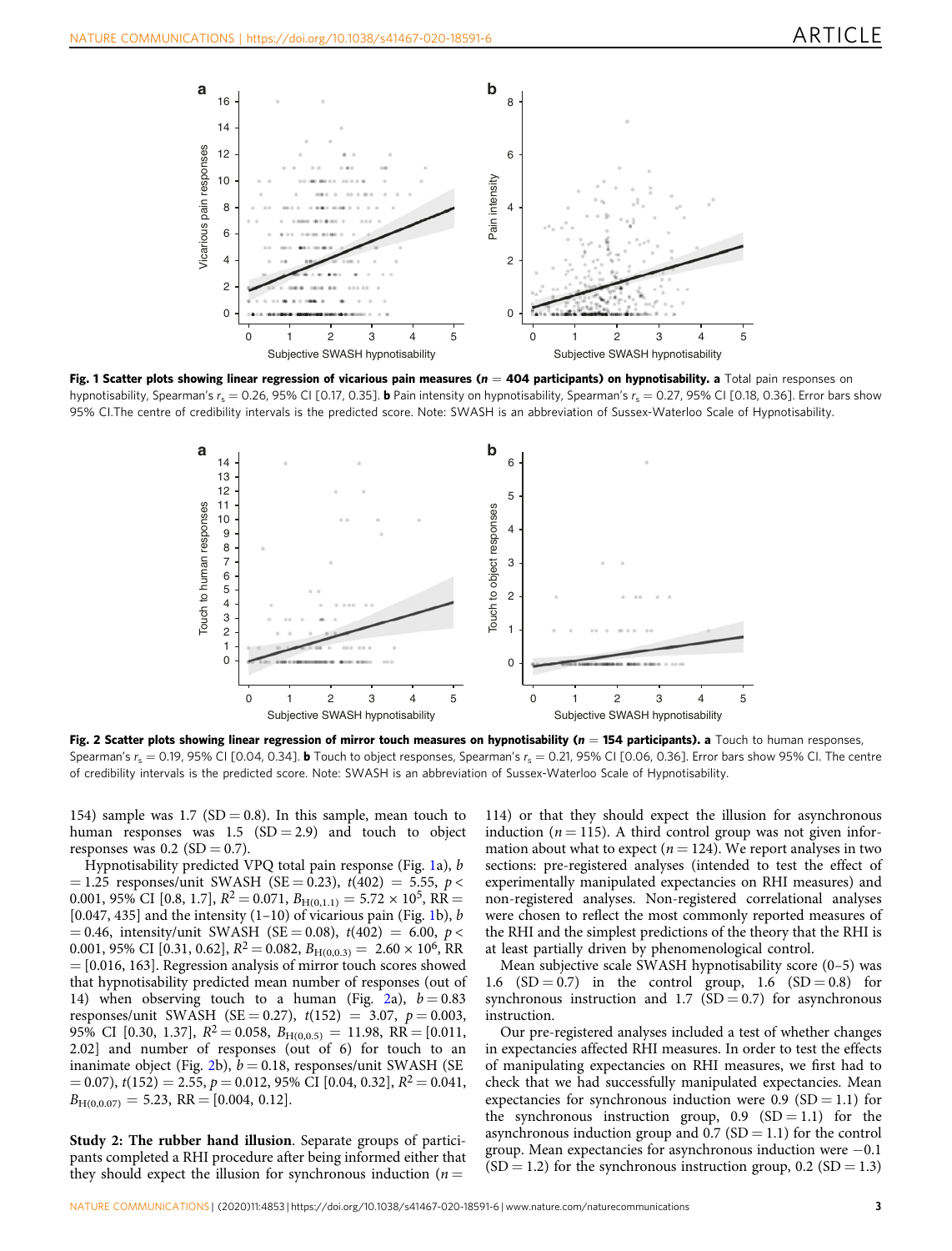a

Vicarious pain responses

16
14
12
10
8
6
4
2
0

0 1 2 3 4 5

Subjective SWASH hypnotisability

b

Pain intensity

8
6
4
2
0

0 1 2 3 4 5

Subjective SWASH hypnotisability

**Fig. 1 Scatter plots showing linear regression of vicarious pain measures ($n$ = 404 participants) on hypnotisability. a** Total pain responses on hypnotisability, Spearman's $r_s = 0.26$, 95% CI [0.17, 0.35]. **b** Pain intensity on hypnotisability, Spearman's $r_s = 0.27$, 95% CI [0.18, 0.36]. Error bars show 95% CI.The centre of credibility intervals is the predicted score. Note: SWASH is an abbreviation of Sussex-Waterloo Scale of Hypnotisability.

a

Touch to human responses

14
13
12
11
10
9
8
7
6
5
4
3
2
1
0

0 1 2 3 4 5

Subjective SWASH hypnotisability

b

Touch to object responses

6
5
4
3
2
1
0

0 1 2 3 4 5

Subjective SWASH hypnotisability

**Fig. 2 Scatter plots showing linear regression of mirror touch measures on hypnotisability ($n$ = 154 participants). a** Touch to human responses, Spearman's $r_s = 0.19$, 95% CI [0.04, 0.34]. **b** Touch to object responses, Spearman's $r_s = 0.21$, 95% CI [0.06, 0.36]. Error bars show 95% CI. The centre of credibility intervals is the predicted score. Note: SWASH is an abbreviation of Sussex-Waterloo Scale of Hypnotisability.

154) sample was 1.7 (SD = 0.8). In this sample, mean touch to human responses was 1.5 (SD = 2.9) and touch to object responses was 0.2 (SD = 0.7).

Hypnotisability predicted VPQ total pain response (Fig. 1a), $b = 1.25$ responses/unit SWASH (SE = 0.23), $t(402) = 5.55$, $p < 0.001$, 95% CI [0.8, 1.7], $R^2 = 0.071$, $B_{H(0,1.1)} = 5.72 \times 10^5$, RR = [0.047, 435] and the intensity (1–10) of vicarious pain (Fig. 1b), $b = 0.46$, intensity/unit SWASH (SE = 0.08), $t(402) = 6.00$, $p < 0.001$, 95% CI [0.31, 0.62], $R^2 = 0.082$, $B_{H(0,0.3)} = 2.60 \times 10^6$, RR = [0.016, 163]. Regression analysis of mirror touch scores showed that hypnotisability predicted mean number of responses (out of 14) when observing touch to a human (Fig. 2a), $b = 0.83$ responses/unit SWASH (SE = 0.27), $t(152) = 3.07$, $p = 0.003$, 95% CI [0.30, 1.37], $R^2 = 0.058$, $B_{H(0,0.5)} = 11.98$, RR = [0.011, 2.02] and number of responses (out of 6) for touch to an inanimate object (Fig. 2b), $b = 0.18$, responses/unit SWASH (SE = 0.07), $t(152) = 2.55$, $p = 0.012$, 95% CI [0.04, 0.32], $R^2 = 0.041$, $B_{H(0,0.07)} = 5.23$, RR = [0.004, 0.12].

**Study 2: The rubber hand illusion**. Separate groups of participants completed a RHI procedure after being informed either that they should expect the illusion for synchronous induction ($n$ = 114) or that they should expect the illusion for asynchronous induction ($n$ = 115). A third control group was not given information about what to expect ($n$ = 124). We report analyses in two sections: pre-registered analyses (intended to test the effect of experimentally manipulated expectancies on RHI measures) and non-registered analyses. Non-registered correlational analyses were chosen to reflect the most commonly reported measures of the RHI and the simplest predictions of the theory that the RHI is at least partially driven by phenomenological control.

Mean subjective scale SWASH hypnotisability score (0–5) was 1.6 (SD = 0.7) in the control group, 1.6 (SD = 0.8) for synchronous instruction and 1.7 (SD = 0.7) for asynchronous instruction.

Our pre-registered analyses included a test of whether changes in expectancies affected RHI measures. In order to test the effects of manipulating expectancies on RHI measures, we first had to check that we had successfully manipulated expectancies. Mean expectancies for synchronous induction were 0.9 (SD = 1.1) for the synchronous instruction group, 0.9 (SD = 1.1) for the asynchronous induction group and 0.7 (SD = 1.1) for the control group. Mean expectancies for asynchronous induction were −0.1 (SD = 1.2) for the synchronous instruction group, 0.2 (SD = 1.3)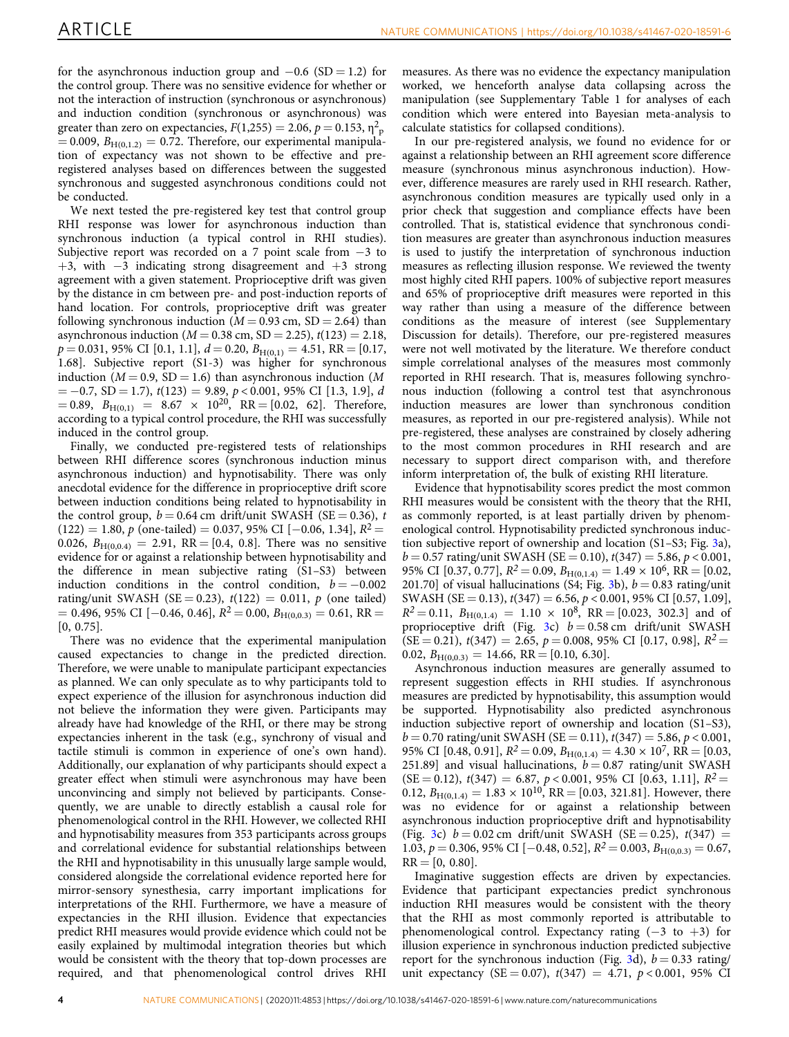for the asynchronous induction group and −0.6 (SD = 1.2) for the control group. There was no sensitive evidence for whether or not the interaction of instruction (synchronous or asynchronous) and induction condition (synchronous or asynchronous) was greater than zero on expectancies, $F(1,255) = 2.06$, $p = 0.153$, $\eta^2_p = 0.009$, $B_{H(0,1.2)} = 0.72$. Therefore, our experimental manipulation of expectancy was not shown to be effective and pre-registered analyses based on differences between the suggested synchronous and suggested asynchronous conditions could not be conducted.

We next tested the pre-registered key test that control group RHI response was lower for asynchronous induction than synchronous induction (a typical control in RHI studies). Subjective report was recorded on a 7 point scale from −3 to +3, with −3 indicating strong disagreement and +3 strong agreement with a given statement. Proprioceptive drift was given by the distance in cm between pre- and post-induction reports of hand location. For controls, proprioceptive drift was greater following synchronous induction ($M = 0.93$ cm, SD = 2.64) than asynchronous induction ($M = 0.38$ cm, SD = 2.25), $t(123) = 2.18$, $p = 0.031$, 95% CI [0.1, 1.1], $d = 0.20$, $B_{H(0,1)} = 4.51$, RR = [0.17, 1.68]. Subjective report (S1-3) was higher for synchronous induction ($M = 0.9$, SD = 1.6) than asynchronous induction ($M = -0.7$, SD = 1.7), $t(123) = 9.89$, $p < 0.001$, 95% CI [1.3, 1.9], $d = 0.89$, $B_{H(0,1)} = 8.67 \times 10^{20}$, RR = [0.02, 62]. Therefore, according to a typical control procedure, the RHI was successfully induced in the control group.

Finally, we conducted pre-registered tests of relationships between RHI difference scores (synchronous induction minus asynchronous induction) and hypnotisability. There was only anecdotal evidence for the difference in proprioceptive drift score between induction conditions being related to hypnotisability in the control group, $b = 0.64$ cm drift/unit SWASH (SE = 0.36), $t(122) = 1.80$, $p$ (one-tailed) = 0.037, 95% CI [−0.06, 1.34], $R^2 = 0.026$, $B_{H(0,0.4)} = 2.91$, RR = [0.4, 0.8]. There was no sensitive evidence for or against a relationship between hypnotisability and the difference in mean subjective rating (S1–S3) between induction conditions in the control condition, $b = -0.002$ rating/unit SWASH (SE = 0.23), $t(122) = 0.011$, $p$ (one tailed) = 0.496, 95% CI [−0.46, 0.46], $R^2 = 0.00$, $B_{H(0,0.3)} = 0.61$, RR = [0, 0.75].

There was no evidence that the experimental manipulation caused expectancies to change in the predicted direction. Therefore, we were unable to manipulate participant expectancies as planned. We can only speculate as to why participants told to expect experience of the illusion for asynchronous induction did not believe the information they were given. Participants may already have had knowledge of the RHI, or there may be strong expectancies inherent in the task (e.g., synchrony of visual and tactile stimuli is common in experience of one's own hand). Additionally, our explanation of why participants should expect a greater effect when stimuli were asynchronous may have been unconvincing and simply not believed by participants. Consequently, we are unable to directly establish a causal role for phenomenological control in the RHI. However, we collected RHI and hypnotisability measures from 353 participants across groups and correlational evidence for substantial relationships between the RHI and hypnotisability in this unusually large sample would, considered alongside the correlational evidence reported here for mirror-sensory synesthesia, carry important implications for interpretations of the RHI. Furthermore, we have a measure of expectancies in the RHI illusion. Evidence that expectancies predict RHI measures would provide evidence which could not be easily explained by multimodal integration theories but which would be consistent with the theory that top-down processes are required, and that phenomenological control drives RHI measures. As there was no evidence the expectancy manipulation worked, we henceforth analyse data collapsing across the manipulation (see Supplementary Table 1 for analyses of each condition which were entered into Bayesian meta-analysis to calculate statistics for collapsed conditions).

In our pre-registered analysis, we found no evidence for or against a relationship between an RHI agreement score difference measure (synchronous minus asynchronous induction). However, difference measures are rarely used in RHI research. Rather, asynchronous condition measures are typically used only in a prior check that suggestion and compliance effects have been controlled. That is, statistical evidence that synchronous condition measures are greater than asynchronous induction measures is used to justify the interpretation of synchronous induction measures as reflecting illusion response. We reviewed the twenty most highly cited RHI papers. 100% of subjective report measures and 65% of proprioceptive drift measures were reported in this way rather than using a measure of the difference between conditions as the measure of interest (see Supplementary Discussion for details). Therefore, our pre-registered measures were not well motivated by the literature. We therefore conduct simple correlational analyses of the measures most commonly reported in RHI research. That is, measures following synchronous induction (following a control test that asynchronous induction measures are lower than synchronous condition measures, as reported in our pre-registered analysis). While not pre-registered, these analyses are constrained by closely adhering to the most common procedures in RHI research and are necessary to support direct comparison with, and therefore inform interpretation of, the bulk of existing RHI literature.

Evidence that hypnotisability scores predict the most common RHI measures would be consistent with the theory that the RHI, as commonly reported, is at least partially driven by phenomenological control. Hypnotisability predicted synchronous induction subjective report of ownership and location (S1–S3; Fig. 3a), $b = 0.57$ rating/unit SWASH (SE = 0.10), $t(347) = 5.86$, $p < 0.001$, 95% CI [0.37, 0.77], $R^2 = 0.09$, $B_{H(0,1.4)} = 1.49 \times 10^6$, RR = [0.02, 201.70] of visual hallucinations (S4; Fig. 3b), $b = 0.83$ rating/unit SWASH (SE = 0.13), $t(347) = 6.56$, $p < 0.001$, 95% CI [0.57, 1.09], $R^2 = 0.11$, $B_{H(0,1.4)} = 1.10 \times 10^8$, RR = [0.023, 302.3] and of proprioceptive drift (Fig. 3c) $b = 0.58$ cm drift/unit SWASH (SE = 0.21), $t(347) = 2.65$, $p = 0.008$, 95% CI [0.17, 0.98], $R^2 = 0.02$, $B_{H(0,0.3)} = 14.66$, RR = [0.10, 6.30].

Asynchronous induction measures are generally assumed to represent suggestion effects in RHI studies. If asynchronous measures are predicted by hypnotisability, this assumption would be supported. Hypnotisability also predicted asynchronous induction subjective report of ownership and location (S1–S3), $b = 0.70$ rating/unit SWASH (SE = 0.11), $t(347) = 5.86$, $p < 0.001$, 95% CI [0.48, 0.91], $R^2 = 0.09$, $B_{H(0,1.4)} = 4.30 \times 10^7$, RR = [0.03, 251.89] and visual hallucinations, $b = 0.87$ rating/unit SWASH (SE = 0.12), $t(347) = 6.87$, $p < 0.001$, 95% CI [0.63, 1.11], $R^2 = 0.12$, $B_{H(0,1.4)} = 1.83 \times 10^{10}$, RR = [0.03, 321.81]. However, there was no evidence for or against a relationship between asynchronous induction proprioceptive drift and hypnotisability (Fig. 3c) $b = 0.02$ cm drift/unit SWASH (SE = 0.25), $t(347) = 1.03$, $p = 0.306$, 95% CI [−0.48, 0.52], $R^2 = 0.003$, $B_{H(0,0.3)} = 0.67$, RR = [0, 0.80].

Imaginative suggestion effects are driven by expectancies. Evidence that participant expectancies predict synchronous induction RHI measures would be consistent with the theory that the RHI as most commonly reported is attributable to phenomenological control. Expectancy rating (−3 to +3) for illusion experience in synchronous induction predicted subjective report for the synchronous induction (Fig. 3d), $b = 0.33$ rating/unit expectancy (SE = 0.07), $t(347) = 4.71$, $p < 0.001$, 95% CI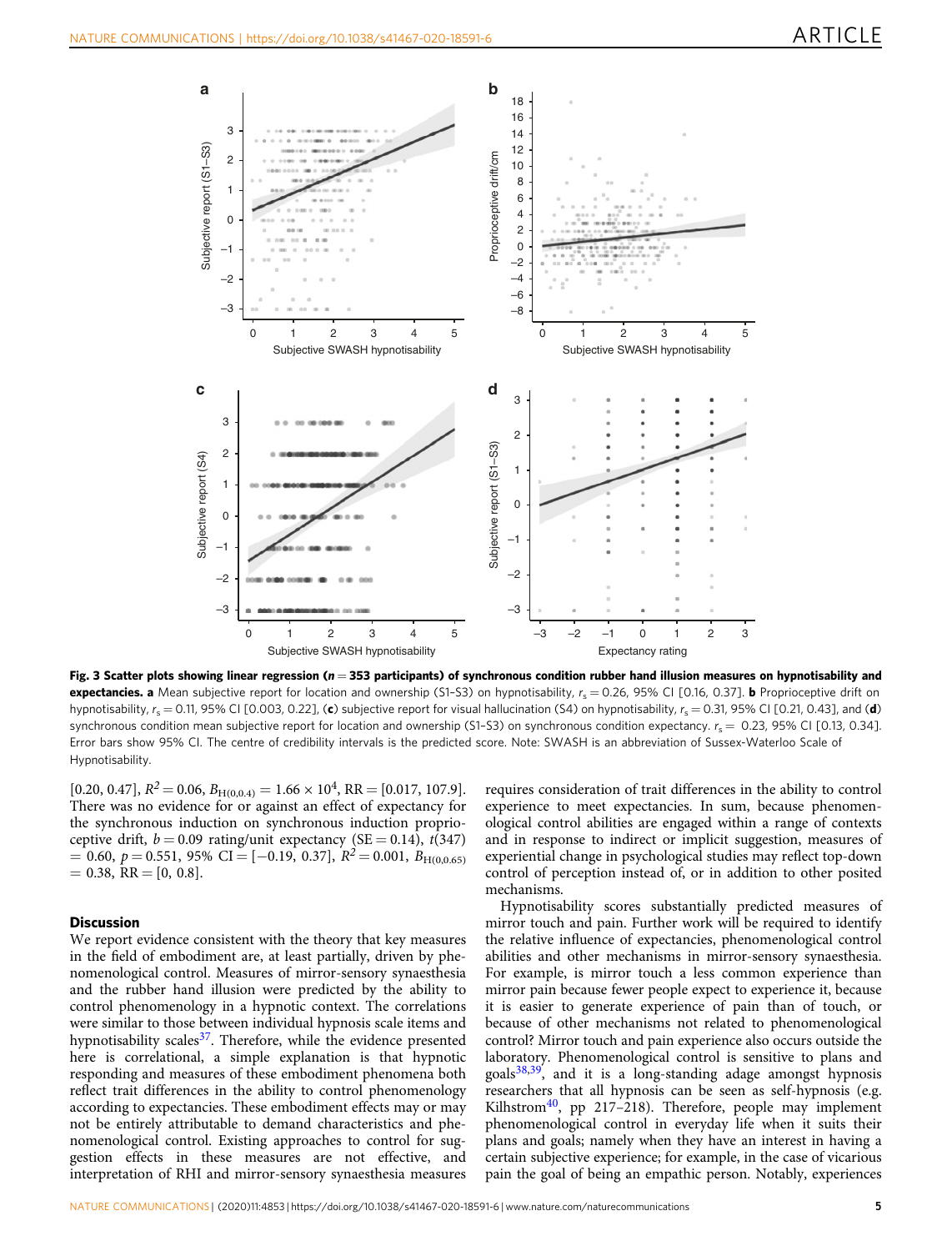a

Subjective report (S1–S3)

Subjective SWASH hypnotisability

b

Proprioceptive drift/cm

Subjective SWASH hypnotisability

c

Subjective report (S4)

Subjective SWASH hypnotisability

d

Subjective report (S1–S3)

Expectancy rating

**Fig. 3 Scatter plots showing linear regression ($n = 353$ participants) of synchronous condition rubber hand illusion measures on hypnotisability and expectancies. a** Mean subjective report for location and ownership (S1–S3) on hypnotisability, $r_s = 0.26$, 95% CI [0.16, 0.37]. **b** Proprioceptive drift on hypnotisability, $r_s = 0.11$, 95% CI [0.003, 0.22], (**c**) subjective report for visual hallucination (S4) on hypnotisability, $r_s = 0.31$, 95% CI [0.21, 0.43], and (**d**) synchronous condition mean subjective report for location and ownership (S1–S3) on synchronous condition expectancy. $r_s = 0.23$, 95% CI [0.13, 0.34]. Error bars show 95% CI. The centre of credibility intervals is the predicted score. Note: SWASH is an abbreviation of Sussex-Waterloo Scale of Hypnotisability.

[0.20, 0.47], $R^2 = 0.06$, $B_{H(0,0.4)} = 1.66 \times 10^4$, RR = [0.017, 107.9]. There was no evidence for or against an effect of expectancy for the synchronous induction on synchronous induction proprioceptive drift, $b = 0.09$ rating/unit expectancy (SE = 0.14), $t(347) = 0.60$, $p = 0.551$, 95% CI = [−0.19, 0.37], $R^2 = 0.001$, $B_{H(0,0.65)} = 0.38$, RR = [0, 0.8].

## Discussion

We report evidence consistent with the theory that key measures in the field of embodiment are, at least partially, driven by phenomenological control. Measures of mirror-sensory synaesthesia and the rubber hand illusion were predicted by the ability to control phenomenology in a hypnotic context. The correlations were similar to those between individual hypnosis scale items and hypnotisability scales[37]. Therefore, while the evidence presented here is correlational, a simple explanation is that hypnotic responding and measures of these embodiment phenomena both reflect trait differences in the ability to control phenomenology according to expectancies. These embodiment effects may or may not be entirely attributable to demand characteristics and phenomenological control. Existing approaches to control for suggestion effects in these measures are not effective, and interpretation of RHI and mirror-sensory synaesthesia measures requires consideration of trait differences in the ability to control experience to meet expectancies. In sum, because phenomenological control abilities are engaged within a range of contexts and in response to indirect or implicit suggestion, measures of experiential change in psychological studies may reflect top-down control of perception instead of, or in addition to other posited mechanisms.

Hypnotisability scores substantially predicted measures of mirror touch and pain. Further work will be required to identify the relative influence of expectancies, phenomenological control abilities and other mechanisms in mirror-sensory synaesthesia. For example, is mirror touch a less common experience than mirror pain because fewer people expect to experience it, because it is easier to generate experience of pain than of touch, or because of other mechanisms not related to phenomenological control? Mirror touch and pain experience also occurs outside the laboratory. Phenomenological control is sensitive to plans and goals[38,39], and it is a long-standing adage amongst hypnosis researchers that all hypnosis can be seen as self-hypnosis (e.g. Kilhstrom[40], pp 217–218). Therefore, people may implement phenomenological control in everyday life when it suits their plans and goals; namely when they have an interest in having a certain subjective experience; for example, in the case of vicarious pain the goal of being an empathic person. Notably, experiences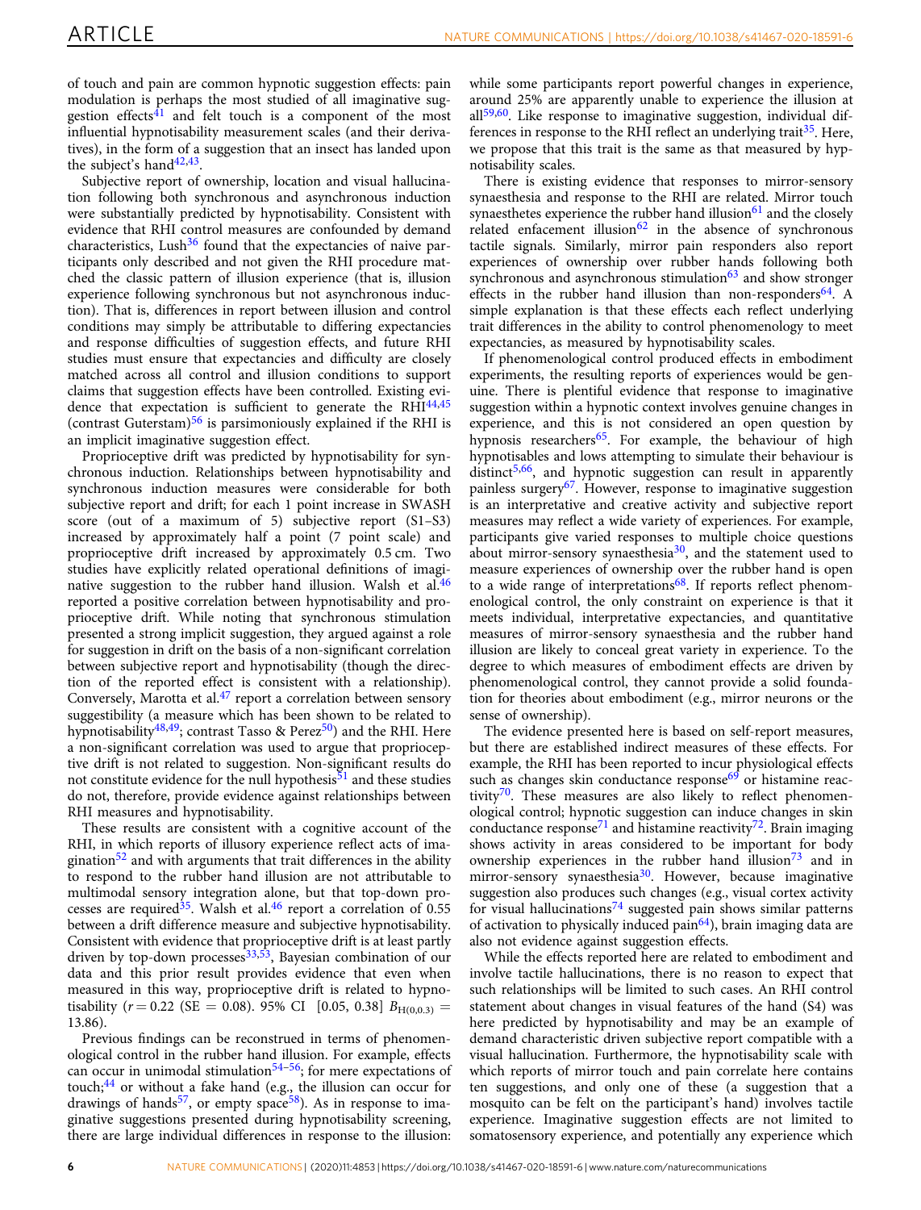of touch and pain are common hypnotic suggestion effects: pain modulation is perhaps the most studied of all imaginative suggestion effects[41] and felt touch is a component of the most influential hypnotisability measurement scales (and their derivatives), in the form of a suggestion that an insect has landed upon the subject's hand[42,43].

Subjective report of ownership, location and visual hallucination following both synchronous and asynchronous induction were substantially predicted by hypnotisability. Consistent with evidence that RHI control measures are confounded by demand characteristics, Lush[36] found that the expectancies of naive participants only described and not given the RHI procedure matched the classic pattern of illusion experience (that is, illusion experience following synchronous but not asynchronous induction). That is, differences in report between illusion and control conditions may simply be attributable to differing expectancies and response difficulties of suggestion effects, and future RHI studies must ensure that expectancies and difficulty are closely matched across all control and illusion conditions to support claims that suggestion effects have been controlled. Existing evidence that expectation is sufficient to generate the RHI[44,45] (contrast Guterstam)[56] is parsimoniously explained if the RHI is an implicit imaginative suggestion effect.

Proprioceptive drift was predicted by hypnotisability for synchronous induction. Relationships between hypnotisability and synchronous induction measures were considerable for both subjective report and drift; for each 1 point increase in SWASH score (out of a maximum of 5) subjective report (S1–S3) increased by approximately half a point (7 point scale) and proprioceptive drift increased by approximately 0.5 cm. Two studies have explicitly related operational definitions of imaginative suggestion to the rubber hand illusion. Walsh et al.[46] reported a positive correlation between hypnotisability and proprioceptive drift. While noting that synchronous stimulation presented a strong implicit suggestion, they argued against a role for suggestion in drift on the basis of a non-significant correlation between subjective report and hypnotisability (though the direction of the reported effect is consistent with a relationship). Conversely, Marotta et al.[47] report a correlation between sensory suggestibility (a measure which has been shown to be related to hypnotisability[48,49]; contrast Tasso & Perez[50]) and the RHI. Here a non-significant correlation was used to argue that proprioceptive drift is not related to suggestion. Non-significant results do not constitute evidence for the null hypothesis[51] and these studies do not, therefore, provide evidence against relationships between RHI measures and hypnotisability.

These results are consistent with a cognitive account of the RHI, in which reports of illusory experience reflect acts of imagination[52] and with arguments that trait differences in the ability to respond to the rubber hand illusion are not attributable to multimodal sensory integration alone, but that top-down processes are required[35]. Walsh et al.[46] report a correlation of 0.55 between a drift difference measure and subjective hypnotisability. Consistent with evidence that proprioceptive drift is at least partly driven by top-down processes[33,53], Bayesian combination of our data and this prior result provides evidence that even when measured in this way, proprioceptive drift is related to hypnotisability ($r = 0.22$ (SE = 0.08). 95% CI [0.05, 0.38] $B_{H(0,0.3)} = 13.86$).

Previous findings can be reconstrued in terms of phenomenological control in the rubber hand illusion. For example, effects can occur in unimodal stimulation[54–56]; for mere expectations of touch;[44] or without a fake hand (e.g., the illusion can occur for drawings of hands[57], or empty space[58]). As in response to imaginative suggestions presented during hypnotisability screening, there are large individual differences in response to the illusion: while some participants report powerful changes in experience, around 25% are apparently unable to experience the illusion at all[59,60]. Like response to imaginative suggestion, individual differences in response to the RHI reflect an underlying trait[35]. Here, we propose that this trait is the same as that measured by hypnotisability scales.

There is existing evidence that responses to mirror-sensory synaesthesia and response to the RHI are related. Mirror touch synaesthetes experience the rubber hand illusion[61] and the closely related enfacement illusion[62] in the absence of synchronous tactile signals. Similarly, mirror pain responders also report experiences of ownership over rubber hands following both synchronous and asynchronous stimulation[63] and show stronger effects in the rubber hand illusion than non-responders[64]. A simple explanation is that these effects each reflect underlying trait differences in the ability to control phenomenology to meet expectancies, as measured by hypnotisability scales.

If phenomenological control produced effects in embodiment experiments, the resulting reports of experiences would be genuine. There is plentiful evidence that response to imaginative suggestion within a hypnotic context involves genuine changes in experience, and this is not considered an open question by hypnosis researchers[65]. For example, the behaviour of high hypnotisables and lows attempting to simulate their behaviour is distinct[5,66], and hypnotic suggestion can result in apparently painless surgery[67]. However, response to imaginative suggestion is an interpretative and creative activity and subjective report measures may reflect a wide variety of experiences. For example, participants give varied responses to multiple choice questions about mirror-sensory synaesthesia[30], and the statement used to measure experiences of ownership over the rubber hand is open to a wide range of interpretations[68]. If reports reflect phenomenological control, the only constraint on experience is that it meets individual, interpretative expectancies, and quantitative measures of mirror-sensory synaesthesia and the rubber hand illusion are likely to conceal great variety in experience. To the degree to which measures of embodiment effects are driven by phenomenological control, they cannot provide a solid foundation for theories about embodiment (e.g., mirror neurons or the sense of ownership).

The evidence presented here is based on self-report measures, but there are established indirect measures of these effects. For example, the RHI has been reported to incur physiological effects such as changes skin conductance response[69] or histamine reactivity[70]. These measures are also likely to reflect phenomenological control; hypnotic suggestion can induce changes in skin conductance response[71] and histamine reactivity[72]. Brain imaging shows activity in areas considered to be important for body ownership experiences in the rubber hand illusion[73] and in mirror-sensory synaesthesia[30]. However, because imaginative suggestion also produces such changes (e.g., visual cortex activity for visual hallucinations[74] suggested pain shows similar patterns of activation to physically induced pain[64]), brain imaging data are also not evidence against suggestion effects.

While the effects reported here are related to embodiment and involve tactile hallucinations, there is no reason to expect that such relationships will be limited to such cases. An RHI control statement about changes in visual features of the hand (S4) was here predicted by hypnotisability and may be an example of demand characteristic driven subjective report compatible with a visual hallucination. Furthermore, the hypnotisability scale with which reports of mirror touch and pain correlate here contains ten suggestions, and only one of these (a suggestion that a mosquito can be felt on the participant's hand) involves tactile experience. Imaginative suggestion effects are not limited to somatosensory experience, and potentially any experience which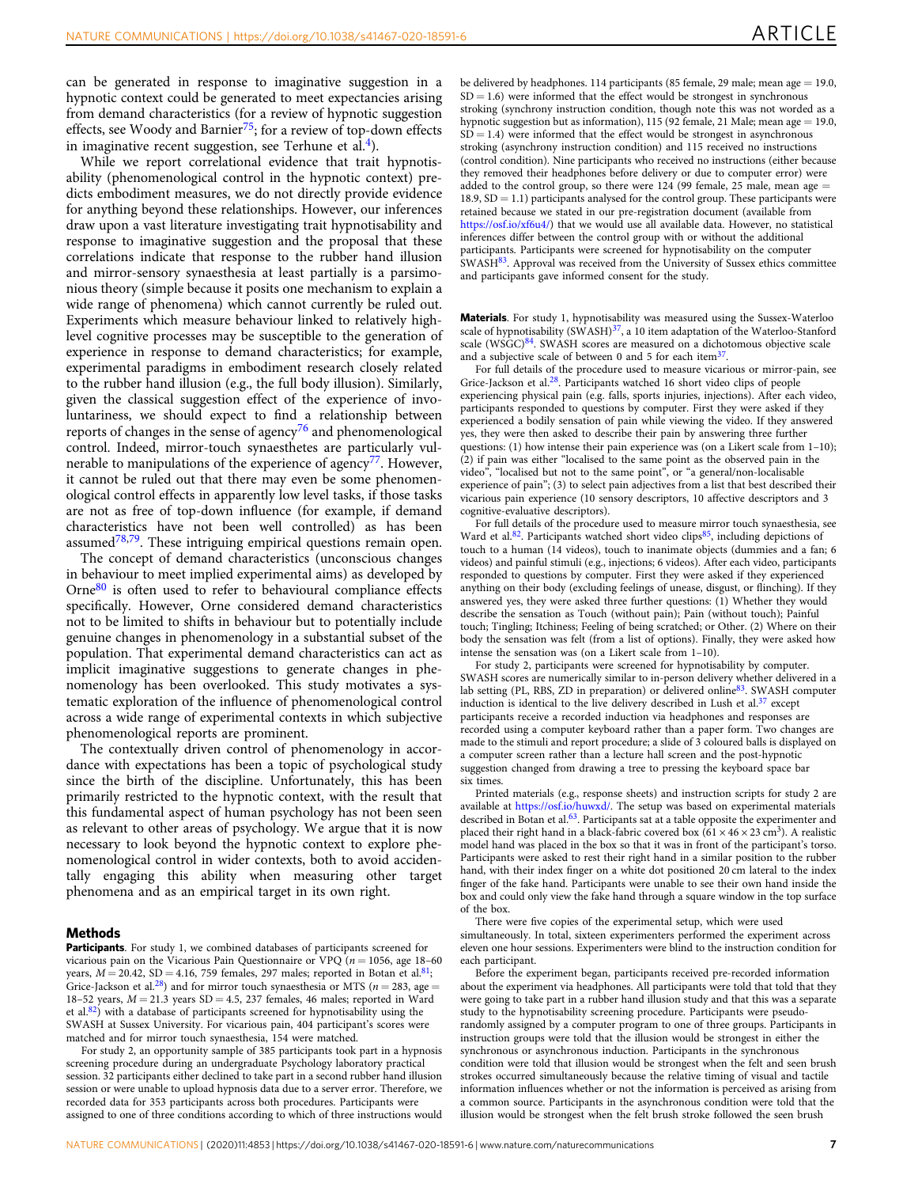can be generated in response to imaginative suggestion in a hypnotic context could be generated to meet expectancies arising from demand characteristics (for a review of hypnotic suggestion effects, see Woody and Barnier[75]; for a review of top-down effects in imaginative recent suggestion, see Terhune et al.[4]).

While we report correlational evidence that trait hypnotisability (phenomenological control in the hypnotic context) predicts embodiment measures, we do not directly provide evidence for anything beyond these relationships. However, our inferences draw upon a vast literature investigating trait hypnotisability and response to imaginative suggestion and the proposal that these correlations indicate that response to the rubber hand illusion and mirror-sensory synaesthesia at least partially is a parsimonious theory (simple because it posits one mechanism to explain a wide range of phenomena) which cannot currently be ruled out. Experiments which measure behaviour linked to relatively high-level cognitive processes may be susceptible to the generation of experience in response to demand characteristics; for example, experimental paradigms in embodiment research closely related to the rubber hand illusion (e.g., the full body illusion). Similarly, given the classical suggestion effect of the experience of involuntariness, we should expect to find a relationship between reports of changes in the sense of agency[76] and phenomenological control. Indeed, mirror-touch synaesthetes are particularly vulnerable to manipulations of the experience of agency[77]. However, it cannot be ruled out that there may even be some phenomenological control effects in apparently low level tasks, if those tasks are not as free of top-down influence (for example, if demand characteristics have not been well controlled) as has been assumed[78,79]. These intriguing empirical questions remain open.

The concept of demand characteristics (unconscious changes in behaviour to meet implied experimental aims) as developed by Orne[80] is often used to refer to behavioural compliance effects specifically. However, Orne considered demand characteristics not to be limited to shifts in behaviour but to potentially include genuine changes in phenomenology in a substantial subset of the population. That experimental demand characteristics can act as implicit imaginative suggestions to generate changes in phenomenology has been overlooked. This study motivates a systematic exploration of the influence of phenomenological control across a wide range of experimental contexts in which subjective phenomenological reports are prominent.

The contextually driven control of phenomenology in accordance with expectations has been a topic of psychological study since the birth of the discipline. Unfortunately, this has been primarily restricted to the hypnotic context, with the result that this fundamental aspect of human psychology has not been seen as relevant to other areas of psychology. We argue that it is now necessary to look beyond the hypnotic context to explore phenomenological control in wider contexts, both to avoid accidentally engaging this ability when measuring other target phenomena and as an empirical target in its own right.

## Methods

**Participants**. For study 1, we combined databases of participants screened for vicarious pain on the Vicarious Pain Questionnaire or VPQ ($n = 1056$, age 18–60 years, $M = 20.42$, $SD = 4.16$, 759 females, 297 males; reported in Botan et al.[81]; Grice-Jackson et al.[28]) and for mirror touch synaesthesia or MTS ($n = 283$, age = 18–52 years, $M = 21.3$ years $SD = 4.5$, 237 females, 46 males; reported in Ward et al.[82]) with a database of participants screened for hypnotisability using the SWASH at Sussex University. For vicarious pain, 404 participant's scores were matched and for mirror touch synaesthesia, 154 were matched.

For study 2, an opportunity sample of 385 participants took part in a hypnosis screening procedure during an undergraduate Psychology laboratory practical session. 32 participants either declined to take part in a second rubber hand illusion session or were unable to upload hypnosis data due to a server error. Therefore, we recorded data for 353 participants across both procedures. Participants were assigned to one of three conditions according to which of three instructions would be delivered by headphones. 114 participants (85 female, 29 male; mean age = 19.0, SD = 1.6) were informed that the effect would be strongest in synchronous stroking (synchrony instruction condition, though note this was not worded as a hypnotic suggestion but as information), 115 (92 female, 21 Male; mean age = 19.0, SD = 1.4) were informed that the effect would be strongest in asynchronous stroking (asynchrony instruction condition) and 115 received no instructions (control condition). Nine participants who received no instructions (either because they removed their headphones before delivery or due to computer error) were added to the control group, so there were 124 (99 female, 25 male, mean age = 18.9, SD = 1.1) participants analysed for the control group. These participants were retained because we stated in our pre-registration document (available from https://osf.io/xf6u4/) that we would use all available data. However, no statistical inferences differ between the control group with or without the additional participants. Participants were screened for hypnotisability on the computer SWASH[83]. Approval was received from the University of Sussex ethics committee and participants gave informed consent for the study.

**Materials**. For study 1, hypnotisability was measured using the Sussex-Waterloo scale of hypnotisability (SWASH)[37], a 10 item adaptation of the Waterloo-Stanford scale (WSGC)[84]. SWASH scores are measured on a dichotomous objective scale and a subjective scale of between 0 and 5 for each item[37].

For full details of the procedure used to measure vicarious or mirror-pain, see Grice-Jackson et al.[28]. Participants watched 16 short video clips of people experiencing physical pain (e.g. falls, sports injuries, injections). After each video, participants responded to questions by computer. First they were asked if they experienced a bodily sensation of pain while viewing the video. If they answered yes, they were then asked to describe their pain by answering three further questions: (1) how intense their pain experience was (on a Likert scale from 1–10); (2) if pain was either "localised to the same point as the observed pain in the video", "localised but not to the same point", or "a general/non-localisable experience of pain"; (3) to select pain adjectives from a list that best described their vicarious pain experience (10 sensory descriptors, 10 affective descriptors and 3 cognitive-evaluative descriptors).

For full details of the procedure used to measure mirror touch synaesthesia, see Ward et al.[82]. Participants watched short video clips[85], including depictions of touch to a human (14 videos), touch to inanimate objects (dummies and a fan; 6 videos) and painful stimuli (e.g., injections; 6 videos). After each video, participants responded to questions by computer. First they were asked if they experienced anything on their body (excluding feelings of unease, disgust, or flinching). If they answered yes, they were asked three further questions: (1) Whether they would describe the sensation as Touch (without pain); Pain (without touch); Painful touch; Tingling; Itchiness; Feeling of being scratched; or Other. (2) Where on their body the sensation was felt (from a list of options). Finally, they were asked how intense the sensation was (on a Likert scale from 1–10).

For study 2, participants were screened for hypnotisability by computer. SWASH scores are numerically similar to in-person delivery whether delivered in a lab setting (PL, RBS, ZD in preparation) or delivered online[83]. SWASH computer induction is identical to the live delivery described in Lush et al.[37] except participants receive a recorded induction via headphones and responses are recorded using a computer keyboard rather than a paper form. Two changes are made to the stimuli and report procedure; a slide of 3 coloured balls is displayed on a computer screen rather than a lecture hall screen and the post-hypnotic suggestion changed from drawing a tree to pressing the keyboard space bar six times.

Printed materials (e.g., response sheets) and instruction scripts for study 2 are available at https://osf.io/huwxd/. The setup was based on experimental materials described in Botan et al.[63]. Participants sat at a table opposite the experimenter and placed their right hand in a black-fabric covered box ($61 \times 46 \times 23$ cm$^3$). A realistic model hand was placed in the box so that it was in front of the participant's torso. Participants were asked to rest their right hand in a similar position to the rubber hand, with their index finger on a white dot positioned 20 cm lateral to the index finger of the fake hand. Participants were unable to see their own hand inside the box and could only view the fake hand through a square window in the top surface of the box.

There were five copies of the experimental setup, which were used simultaneously. In total, sixteen experimenters performed the experiment across eleven one hour sessions. Experimenters were blind to the instruction condition for each participant.

Before the experiment began, participants received pre-recorded information about the experiment via headphones. All participants were told that told that they were going to take part in a rubber hand illusion study and that this was a separate study to the hypnotisability screening procedure. Participants were pseudo-randomly assigned by a computer program to one of three groups. Participants in instruction groups were told that the illusion would be strongest in either the synchronous or asynchronous induction. Participants in the synchronous condition were told that illusion would be strongest when the felt and seen brush strokes occurred simultaneously because the relative timing of visual and tactile information influences whether or not the information is perceived as arising from a common source. Participants in the asynchronous condition were told that the illusion would be strongest when the felt brush stroke followed the seen brush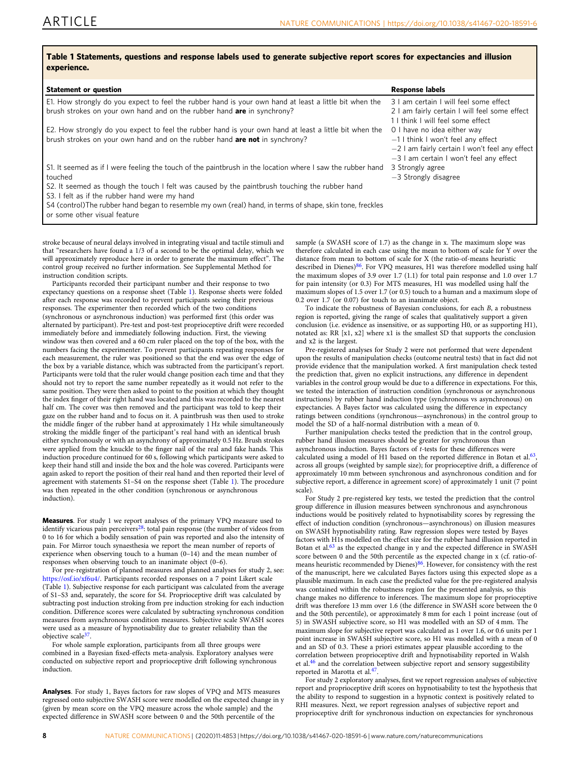**Table 1 Statements, questions and response labels used to generate subjective report scores for expectancies and illusion experience.**

| Statement or question | Response labels |
| --- | --- |
| E1. How strongly do you expect to feel the rubber hand is your own hand at least a little bit when the brush strokes on your own hand and on the rubber hand **are** in synchrony? | 3 I am certain I will feel some effect<br>2 I am fairly certain I will feel some effect<br>1 I think I will feel some effect |
| E2. How strongly do you expect to feel the rubber hand is your own hand at least a little bit when the brush strokes on your own hand and on the rubber hand **are not** in synchrony? | 0 I have no idea either way<br>−1 I think I won't feel any effect<br>−2 I am fairly certain I won't feel any effect<br>−3 I am certain I won't feel any effect |
| S1. It seemed as if I were feeling the touch of the paintbrush in the location where I saw the rubber hand touched<br>S2. It seemed as though the touch I felt was caused by the paintbrush touching the rubber hand<br>S3. I felt as if the rubber hand were my hand<br>S4 (control)The rubber hand began to resemble my own (real) hand, in terms of shape, skin tone, freckles or some other visual feature | 3 Strongly agree<br>−3 Strongly disagree |

stroke because of neural delays involved in integrating visual and tactile stimuli and that "researchers have found a 1/3 of a second to be the optimal delay, which we will approximately reproduce here in order to generate the maximum effect". The control group received no further information. See Supplemental Method for instruction condition scripts.

Participants recorded their participant number and their response to two expectancy questions on a response sheet (Table 1). Response sheets were folded after each response was recorded to prevent participants seeing their previous responses. The experimenter then recorded which of the two conditions (synchronous or asynchronous induction) was performed first (this order was alternated by participant). Pre-test and post-test proprioceptive drift were recorded immediately before and immediately following induction. First, the viewing window was then covered and a 60 cm ruler placed on the top of the box, with the numbers facing the experimenter. To prevent participants repeating responses for each measurement, the ruler was positioned so that the end was over the edge of the box by a variable distance, which was subtracted from the participant's report. Participants were told that the ruler would change position each time and that they should not try to report the same number repeatedly as it would not refer to the same position. They were then asked to point to the position at which they thought the index finger of their right hand was located and this was recorded to the nearest half cm. The cover was then removed and the participant was told to keep their gaze on the rubber hand and to focus on it. A paintbrush was then used to stroke the middle finger of the rubber hand at approximately 1 Hz while simultaneously stroking the middle finger of the participant's real hand with an identical brush either synchronously or with an asynchrony of approximately 0.5 Hz. Brush strokes were applied from the knuckle to the finger nail of the real and fake hands. This induction procedure continued for 60 s, following which participants were asked to keep their hand still and inside the box and the hole was covered. Participants were again asked to report the position of their real hand and then reported their level of agreement with statements S1–S4 on the response sheet (Table 1). The procedure was then repeated in the other condition (synchronous or asynchronous induction).

**Measures**. For study 1 we report analyses of the primary VPQ measure used to identify vicarious pain perceivers[28]: total pain response (the number of videos from 0 to 16 for which a bodily sensation of pain was reported and also the intensity of pain. For Mirror touch synaesthesia we report the mean number of reports of experience when observing touch to a human (0–14) and the mean number of responses when observing touch to an inanimate object (0–6).

For pre-registration of planned measures and planned analyses for study 2, see: https://osf.io/xf6u4/. Participants recorded responses on a 7 point Likert scale (Table 1). Subjective response for each participant was calculated from the average of S1–S3 and, separately, the score for S4. Proprioceptive drift was calculated by subtracting post induction stroking from pre induction stroking for each induction condition. Difference scores were calculated by subtracting synchronous condition measures from asynchronous condition measures. Subjective scale SWASH scores were used as a measure of hypnotisability due to greater reliability than the objective scale[37].

For whole sample exploration, participants from all three groups were combined in a Bayesian fixed-effects meta-analysis. Exploratory analyses were conducted on subjective report and proprioceptive drift following synchronous induction.

**Analyses**. For study 1, Bayes factors for raw slopes of VPQ and MTS measures regressed onto subjective SWASH score were modelled on the expected change in y (given by mean score on the VPQ measure across the whole sample) and the expected difference in SWASH score between 0 and the 50th percentile of the sample (a SWASH score of 1.7) as the change in x. The maximum slope was therefore calculated in each case using the mean to bottom of scale for Y over the distance from mean to bottom of scale for X (the ratio-of-means heuristic described in Dienes)[86]. For VPQ measures, H1 was therefore modelled using half the maximum slopes of 3.9 over 1.7 (1.1) for total pain response and 1.0 over 1.7 for pain intensity (or 0.3) For MTS measures, H1 was modelled using half the maximum slopes of 1.5 over 1.7 (or 0.5) touch to a human and a maximum slope of 0.2 over 1.7 (or 0.07) for touch to an inanimate object.

To indicate the robustness of Bayesian conclusions, for each *B*, a robustness region is reported, giving the range of scales that qualitatively support a given conclusion (i.e. evidence as insensitive, or as supporting H0, or as supporting H1), notated as: RR [x1, x2] where x1 is the smallest SD that supports the conclusion and x2 is the largest.

Pre-registered analyses for Study 2 were not performed that were dependent upon the results of manipulation checks (outcome neutral tests) that in fact did not provide evidence that the manipulation worked. A first manipulation check tested the prediction that, given no explicit instructions, any difference in dependent variables in the control group would be due to a difference in expectations. For this, we tested the interaction of instruction condition (synchronous or asynchronous instructions) by rubber hand induction type (synchronous vs asynchronous) on expectancies. A Bayes factor was calculated using the difference in expectancy ratings between conditions (synchronous—asynchronous) in the control group to model the SD of a half-normal distribution with a mean of 0.

Further manipulation checks tested the prediction that in the control group, rubber hand illusion measures should be greater for synchronous than asynchronous induction. Bayes factors of *t*-tests for these differences were calculated using a model of H1 based on the reported difference in Botan et al.[63], across all groups (weighted by sample size); for proprioceptive drift, a difference of approximately 10 mm between synchronous and asynchronous condition and for subjective report, a difference in agreement score) of approximately 1 unit (7 point scale).

For Study 2 pre-registered key tests, we tested the prediction that the control group difference in illusion measures between synchronous and asynchronous inductions would be positively related to hypnotisability scores by regressing the effect of induction condition (synchronous—asynchronous) on illusion measures on SWASH hypnotisability rating. Raw regression slopes were tested by Bayes factors with H1s modelled on the effect size for the rubber hand illusion reported in Botan et al.[63] as the expected change in y and the expected difference in SWASH score between 0 and the 50th percentile as the expected change in x (cf. ratio-of-means heuristic recommended by Dienes)[86]. However, for consistency with the rest of the manuscript, here we calculated Bayes factors using this expected slope as a plausible maximum. In each case the predicted value for the pre-registered analysis was contained within the robustness region for the presented analysis, so this change makes no difference to inferences. The maximum slope for proprioceptive drift was therefore 13 mm over 1.6 (the difference in SWASH score between the 0 and the 50th percentile), or approximately 8 mm for each 1 point increase (out of 5) in SWASH subjective score, so H1 was modelled with an SD of 4 mm. The maximum slope for subjective report was calculated as 1 over 1.6, or 0.6 units per 1 point increase in SWASH subjective score, so H1 was modelled with a mean of 0 and an SD of 0.3. These a priori estimates appear plausible according to the correlation between proprioceptive drift and hypnotisability reported in Walsh et al.[46] and the correlation between subjective report and sensory suggestibility reported in Marotta et al.[47].

For study 2 exploratory analyses, first we report regression analyses of subjective report and proprioceptive drift scores on hypnotisability to test the hypothesis that the ability to respond to suggestion in a hypnotic context is positively related to RHI measures. Next, we report regression analyses of subjective report and proprioceptive drift for synchronous induction on expectancies for synchronous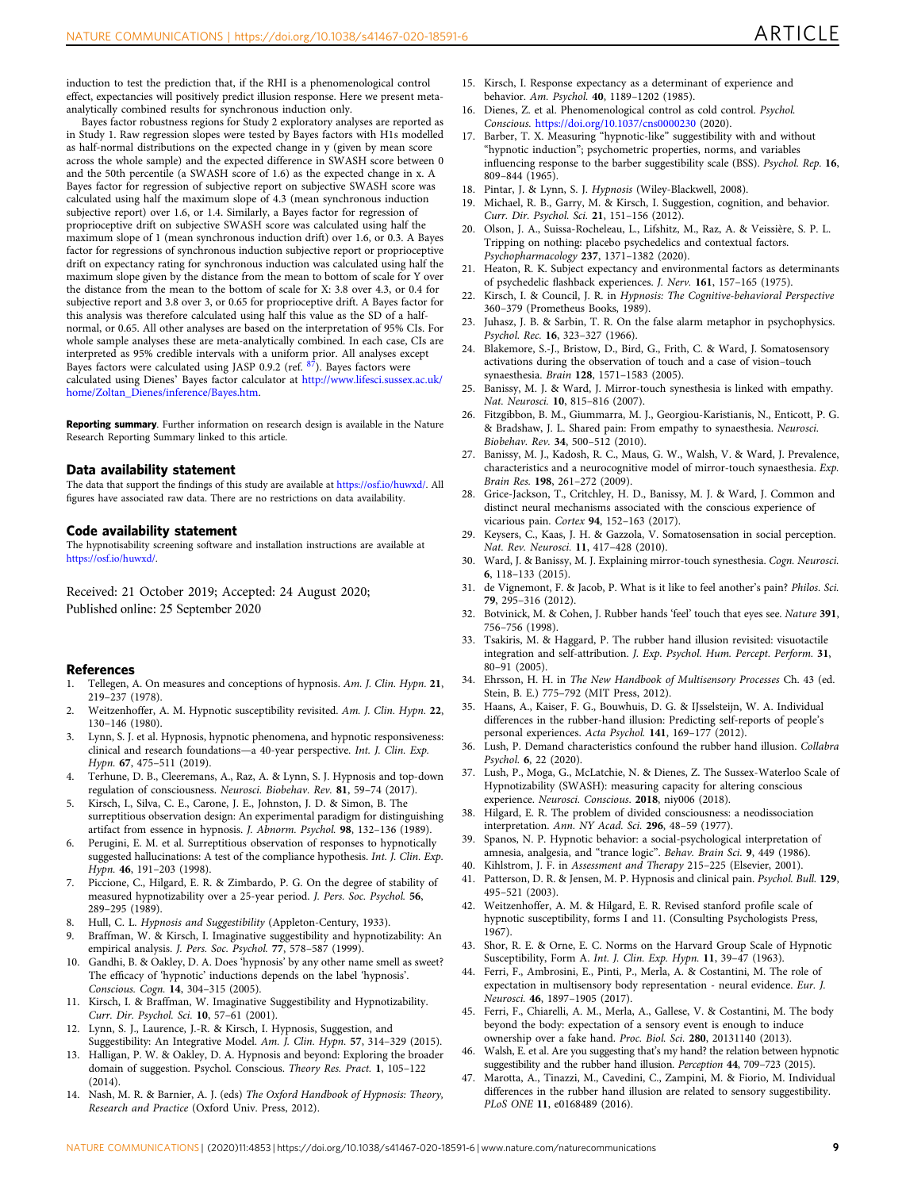induction to test the prediction that, if the RHI is a phenomenological control effect, expectancies will positively predict illusion response. Here we present meta-analytically combined results for synchronous induction only.

Bayes factor robustness regions for Study 2 exploratory analyses are reported as in Study 1. Raw regression slopes were tested by Bayes factors with H1s modelled as half-normal distributions on the expected change in y (given by mean score across the whole sample) and the expected difference in SWASH score between 0 and the 50th percentile (a SWASH score of 1.6) as the expected change in x. A Bayes factor for regression of subjective report on subjective SWASH score was calculated using half the maximum slope of 4.3 (mean synchronous induction subjective report) over 1.6, or 1.4. Similarly, a Bayes factor for regression of proprioceptive drift on subjective SWASH score was calculated using half the maximum slope of 1 (mean synchronous induction drift) over 1.6, or 0.3. A Bayes factor for regressions of synchronous induction subjective report or proprioceptive drift on expectancy rating for synchronous induction was calculated using half the maximum slope given by the distance from the mean to bottom of scale for Y over the distance from the mean to the bottom of scale for X: 3.8 over 4.3, or 0.4 for subjective report and 3.8 over 3, or 0.65 for proprioceptive drift. A Bayes factor for this analysis was therefore calculated using half this value as the SD of a half-normal, or 0.65. All other analyses are based on the interpretation of 95% CIs. For whole sample analyses these are meta-analytically combined. In each case, CIs are interpreted as 95% credible intervals with a uniform prior. All analyses except Bayes factors were calculated using JASP 0.9.2 (ref. [87]). Bayes factors were calculated using Dienes' Bayes factor calculator at http://www.lifesci.sussex.ac.uk/home/Zoltan_Dienes/inference/Bayes.htm.

**Reporting summary**. Further information on research design is available in the Nature Research Reporting Summary linked to this article.

## Data availability statement

The data that support the findings of this study are available at https://osf.io/huwxd/. All figures have associated raw data. There are no restrictions on data availability.

## Code availability statement

The hypnotisability screening software and installation instructions are available at https://osf.io/huwxd/.

Received: 21 October 2019; Accepted: 24 August 2020;
Published online: 25 September 2020

## References

1. Tellegen, A. On measures and conceptions of hypnosis. *Am. J. Clin. Hypn.* **21**, 219–237 (1978).
2. Weitzenhoffer, A. M. Hypnotic susceptibility revisited. *Am. J. Clin. Hypn.* **22**, 130–146 (1980).
3. Lynn, S. J. et al. Hypnosis, hypnotic phenomena, and hypnotic responsiveness: clinical and research foundations—a 40-year perspective. *Int. J. Clin. Exp. Hypn.* **67**, 475–511 (2019).
4. Terhune, D. B., Cleeremans, A., Raz, A. & Lynn, S. J. Hypnosis and top-down regulation of consciousness. *Neurosci. Biobehav. Rev.* **81**, 59–74 (2017).
5. Kirsch, I., Silva, C. E., Carone, J. E., Johnston, J. D. & Simon, B. The surreptitious observation design: An experimental paradigm for distinguishing artifact from essence in hypnosis. *J. Abnorm. Psychol.* **98**, 132–136 (1989).
6. Perugini, E. M. et al. Surreptitious observation of responses to hypnotically suggested hallucinations: A test of the compliance hypothesis. *Int. J. Clin. Exp. Hypn.* **46**, 191–203 (1998).
7. Piccione, C., Hilgard, E. R. & Zimbardo, P. G. On the degree of stability of measured hypnotizability over a 25-year period. *J. Pers. Soc. Psychol.* **56**, 289–295 (1989).
8. Hull, C. L. *Hypnosis and Suggestibility* (Appleton-Century, 1933).
9. Braffman, W. & Kirsch, I. Imaginative suggestibility and hypnotizability: An empirical analysis. *J. Pers. Soc. Psychol.* **77**, 578–587 (1999).
10. Gandhi, B. & Oakley, D. A. Does 'hypnosis' by any other name smell as sweet? The efficacy of 'hypnotic' inductions depends on the label 'hypnosis'. *Conscious. Cogn.* **14**, 304–315 (2005).
11. Kirsch, I. & Braffman, W. Imaginative Suggestibility and Hypnotizability. *Curr. Dir. Psychol. Sci.* **10**, 57–61 (2001).
12. Lynn, S. J., Laurence, J.-R. & Kirsch, I. Hypnosis, Suggestion, and Suggestibility: An Integrative Model. *Am. J. Clin. Hypn.* **57**, 314–329 (2015).
13. Halligan, P. W. & Oakley, D. A. Hypnosis and beyond: Exploring the broader domain of suggestion. Psychol. Conscious. *Theory Res. Pract.* **1**, 105–122 (2014).
14. Nash, M. R. & Barnier, A. J. (eds) *The Oxford Handbook of Hypnosis: Theory, Research and Practice* (Oxford Univ. Press, 2012).
15. Kirsch, I. Response expectancy as a determinant of experience and behavior. *Am. Psychol.* **40**, 1189–1202 (1985).
16. Dienes, Z. et al. Phenomenological control as cold control. *Psychol. Conscious.* https://doi.org/10.1037/cns0000230 (2020).
17. Barber, T. X. Measuring "hypnotic-like" suggestibility with and without "hypnotic induction"; psychometric properties, norms, and variables influencing response to the barber suggestibility scale (BSS). *Psychol. Rep.* **16**, 809–844 (1965).
18. Pintar, J. & Lynn, S. J. *Hypnosis* (Wiley-Blackwell, 2008).
19. Michael, R. B., Garry, M. & Kirsch, I. Suggestion, cognition, and behavior. *Curr. Dir. Psychol. Sci.* **21**, 151–156 (2012).
20. Olson, J. A., Suissa-Rocheleau, L., Lifshitz, M., Raz, A. & Veissière, S. P. L. Tripping on nothing: placebo psychedelics and contextual factors. *Psychopharmacology* **237**, 1371–1382 (2020).
21. Heaton, R. K. Subject expectancy and environmental factors as determinants of psychedelic flashback experiences. *J. Nerv.* **161**, 157–165 (1975).
22. Kirsch, I. & Council, J. R. in *Hypnosis: The Cognitive-behavioral Perspective* 360–379 (Prometheus Books, 1989).
23. Juhasz, J. B. & Sarbin, T. R. On the false alarm metaphor in psychophysics. *Psychol. Rec.* **16**, 323–327 (1966).
24. Blakemore, S.-J., Bristow, D., Bird, G., Frith, C. & Ward, J. Somatosensory activations during the observation of touch and a case of vision–touch synaesthesia. *Brain* **128**, 1571–1583 (2005).
25. Banissy, M. J. & Ward, J. Mirror-touch synesthesia is linked with empathy. *Nat. Neurosci.* **10**, 815–816 (2007).
26. Fitzgibbon, B. M., Giummarra, M. J., Georgiou-Karistianis, N., Enticott, P. G. & Bradshaw, J. L. Shared pain: From empathy to synaesthesia. *Neurosci. Biobehav. Rev.* **34**, 500–512 (2010).
27. Banissy, M. J., Kadosh, R. C., Maus, G. W., Walsh, V. & Ward, J. Prevalence, characteristics and a neurocognitive model of mirror-touch synaesthesia. *Exp. Brain Res.* **198**, 261–272 (2009).
28. Grice-Jackson, T., Critchley, H. D., Banissy, M. J. & Ward, J. Common and distinct neural mechanisms associated with the conscious experience of vicarious pain. *Cortex* **94**, 152–163 (2017).
29. Keysers, C., Kaas, J. H. & Gazzola, V. Somatosensation in social perception. *Nat. Rev. Neurosci.* **11**, 417–428 (2010).
30. Ward, J. & Banissy, M. J. Explaining mirror-touch synesthesia. *Cogn. Neurosci.* **6**, 118–133 (2015).
31. de Vignemont, F. & Jacob, P. What is it like to feel another's pain? *Philos. Sci.* **79**, 295–316 (2012).
32. Botvinick, M. & Cohen, J. Rubber hands 'feel' touch that eyes see. *Nature* **391**, 756–756 (1998).
33. Tsakiris, M. & Haggard, P. The rubber hand illusion revisited: visuotactile integration and self-attribution. *J. Exp. Psychol. Hum. Percept. Perform.* **31**, 80–91 (2005).
34. Ehrsson, H. H. in *The New Handbook of Multisensory Processes* Ch. 43 (ed. Stein, B. E.) 775–792 (MIT Press, 2012).
35. Haans, A., Kaiser, F. G., Bouwhuis, D. G. & IJsselsteijn, W. A. Individual differences in the rubber-hand illusion: Predicting self-reports of people's personal experiences. *Acta Psychol.* **141**, 169–177 (2012).
36. Lush, P. Demand characteristics confound the rubber hand illusion. *Collabra Psychol.* **6**, 22 (2020).
37. Lush, P., Moga, G., McLatchie, N. & Dienes, Z. The Sussex-Waterloo Scale of Hypnotizability (SWASH): measuring capacity for altering conscious experience. *Neurosci. Conscious.* **2018**, niy006 (2018).
38. Hilgard, E. R. The problem of divided consciousness: a neodissociation interpretation. *Ann. NY Acad. Sci.* **296**, 48–59 (1977).
39. Spanos, N. P. Hypnotic behavior: a social-psychological interpretation of amnesia, analgesia, and "trance logic". *Behav. Brain Sci.* **9**, 449 (1986).
40. Kihlstrom, J. F. in *Assessment and Therapy* 215–225 (Elsevier, 2001).
41. Patterson, D. R. & Jensen, M. P. Hypnosis and clinical pain. *Psychol. Bull.* **129**, 495–521 (2003).
42. Weitzenhoffer, A. M. & Hilgard, E. R. Revised stanford profile scale of hypnotic susceptibility, forms I and 11. (Consulting Psychologists Press, 1967).
43. Shor, R. E. & Orne, E. C. Norms on the Harvard Group Scale of Hypnotic Susceptibility, Form A. *Int. J. Clin. Exp. Hypn.* **11**, 39–47 (1963).
44. Ferri, F., Ambrosini, E., Pinti, P., Merla, A. & Costantini, M. The role of expectation in multisensory body representation - neural evidence. *Eur. J. Neurosci.* **46**, 1897–1905 (2017).
45. Ferri, F., Chiarelli, A. M., Merla, A., Gallese, V. & Costantini, M. The body beyond the body: expectation of a sensory event is enough to induce ownership over a fake hand. *Proc. Biol. Sci.* **280**, 20131140 (2013).
46. Walsh, E. et al. Are you suggesting that's my hand? the relation between hypnotic suggestibility and the rubber hand illusion. *Perception* **44**, 709–723 (2015).
47. Marotta, A., Tinazzi, M., Cavedini, C., Zampini, M. & Fiorio, M. Individual differences in the rubber hand illusion are related to sensory suggestibility. *PLoS ONE* **11**, e0168489 (2016).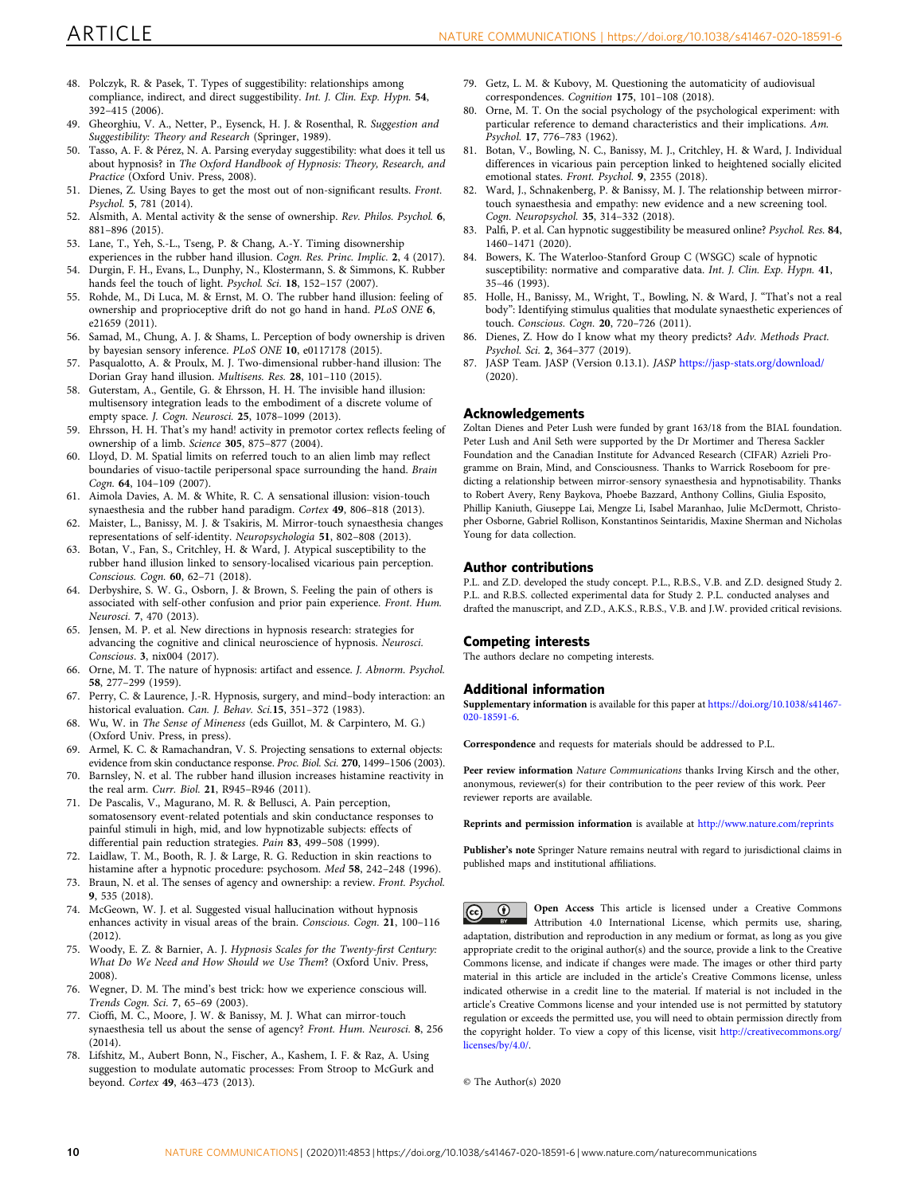48. Polczyk, R. & Pasek, T. Types of suggestibility: relationships among compliance, indirect, and direct suggestibility. *Int. J. Clin. Exp. Hypn.* **54**, 392–415 (2006).
49. Gheorghiu, V. A., Netter, P., Eysenck, H. J. & Rosenthal, R. *Suggestion and Suggestibility: Theory and Research* (Springer, 1989).
50. Tasso, A. F. & Pérez, N. A. Parsing everyday suggestibility: what does it tell us about hypnosis? in *The Oxford Handbook of Hypnosis: Theory, Research, and Practice* (Oxford Univ. Press, 2008).
51. Dienes, Z. Using Bayes to get the most out of non-significant results. *Front. Psychol.* **5**, 781 (2014).
52. Alsmith, A. Mental activity & the sense of ownership. *Rev. Philos. Psychol.* **6**, 881–896 (2015).
53. Lane, T., Yeh, S.-L., Tseng, P. & Chang, A.-Y. Timing disownership experiences in the rubber hand illusion. *Cogn. Res. Princ. Implic.* **2**, 4 (2017).
54. Durgin, F. H., Evans, L., Dunphy, N., Klostermann, S. & Simmons, K. Rubber hands feel the touch of light. *Psychol. Sci.* **18**, 152–157 (2007).
55. Rohde, M., Di Luca, M. & Ernst, M. O. The rubber hand illusion: feeling of ownership and proprioceptive drift do not go hand in hand. *PLoS ONE* **6**, e21659 (2011).
56. Samad, M., Chung, A. J. & Shams, L. Perception of body ownership is driven by bayesian sensory inference. *PLoS ONE* **10**, e0117178 (2015).
57. Pasqualotto, A. & Proulx, M. J. Two-dimensional rubber-hand illusion: The Dorian Gray hand illusion. *Multisens. Res.* **28**, 101–110 (2015).
58. Guterstam, A., Gentile, G. & Ehrsson, H. H. The invisible hand illusion: multisensory integration leads to the embodiment of a discrete volume of empty space. *J. Cogn. Neurosci.* **25**, 1078–1099 (2013).
59. Ehrsson, H. H. That's my hand! activity in premotor cortex reflects feeling of ownership of a limb. *Science* **305**, 875–877 (2004).
60. Lloyd, D. M. Spatial limits on referred touch to an alien limb may reflect boundaries of visuo-tactile peripersonal space surrounding the hand. *Brain Cogn.* **64**, 104–109 (2007).
61. Aimola Davies, A. M. & White, R. C. A sensational illusion: vision-touch synaesthesia and the rubber hand paradigm. *Cortex* **49**, 806–818 (2013).
62. Maister, L., Banissy, M. J. & Tsakiris, M. Mirror-touch synaesthesia changes representations of self-identity. *Neuropsychologia* **51**, 802–808 (2013).
63. Botan, V., Fan, S., Critchley, H. & Ward, J. Atypical susceptibility to the rubber hand illusion linked to sensory-localised vicarious pain perception. *Conscious. Cogn.* **60**, 62–71 (2018).
64. Derbyshire, S. W. G., Osborn, J. & Brown, S. Feeling the pain of others is associated with self-other confusion and prior pain experience. *Front. Hum. Neurosci.* **7**, 470 (2013).
65. Jensen, M. P. et al. New directions in hypnosis research: strategies for advancing the cognitive and clinical neuroscience of hypnosis. *Neurosci. Conscious.* **3**, nix004 (2017).
66. Orne, M. T. The nature of hypnosis: artifact and essence. *J. Abnorm. Psychol.* **58**, 277–299 (1959).
67. Perry, C. & Laurence, J.-R. Hypnosis, surgery, and mind–body interaction: an historical evaluation. *Can. J. Behav. Sci.***15**, 351–372 (1983).
68. Wu, W. in *The Sense of Mineness* (eds Guillot, M. & Carpintero, M. G.) (Oxford Univ. Press, in press).
69. Armel, K. C. & Ramachandran, V. S. Projecting sensations to external objects: evidence from skin conductance response. *Proc. Biol. Sci.* **270**, 1499–1506 (2003).
70. Barnsley, N. et al. The rubber hand illusion increases histamine reactivity in the real arm. *Curr. Biol.* **21**, R945–R946 (2011).
71. De Pascalis, V., Magurano, M. R. & Bellusci, A. Pain perception, somatosensory event-related potentials and skin conductance responses to painful stimuli in high, mid, and low hypnotizable subjects: effects of differential pain reduction strategies. *Pain* **83**, 499–508 (1999).
72. Laidlaw, T. M., Booth, R. J. & Large, R. G. Reduction in skin reactions to histamine after a hypnotic procedure: psychosom. *Med* **58**, 242–248 (1996).
73. Braun, N. et al. The senses of agency and ownership: a review. *Front. Psychol.* **9**, 535 (2018).
74. McGeown, W. J. et al. Suggested visual hallucination without hypnosis enhances activity in visual areas of the brain. *Conscious. Cogn.* **21**, 100–116 (2012).
75. Woody, E. Z. & Barnier, A. J. *Hypnosis Scales for the Twenty-first Century: What Do We Need and How Should we Use Them*? (Oxford Univ. Press, 2008).
76. Wegner, D. M. The mind's best trick: how we experience conscious will. *Trends Cogn. Sci.* **7**, 65–69 (2003).
77. Cioffi, M. C., Moore, J. W. & Banissy, M. J. What can mirror-touch synaesthesia tell us about the sense of agency? *Front. Hum. Neurosci.* **8**, 256 (2014).
78. Lifshitz, M., Aubert Bonn, N., Fischer, A., Kashem, I. F. & Raz, A. Using suggestion to modulate automatic processes: From Stroop to McGurk and beyond. *Cortex* **49**, 463–473 (2013).
79. Getz, L. M. & Kubovy, M. Questioning the automaticity of audiovisual correspondences. *Cognition* **175**, 101–108 (2018).
80. Orne, M. T. On the social psychology of the psychological experiment: with particular reference to demand characteristics and their implications. *Am. Psychol.* **17**, 776–783 (1962).
81. Botan, V., Bowling, N. C., Banissy, M. J., Critchley, H. & Ward, J. Individual differences in vicarious pain perception linked to heightened socially elicited emotional states. *Front. Psychol.* **9**, 2355 (2018).
82. Ward, J., Schnakenberg, P. & Banissy, M. J. The relationship between mirror-touch synaesthesia and empathy: new evidence and a new screening tool. *Cogn. Neuropsychol.* **35**, 314–332 (2018).
83. Palfi, P. et al. Can hypnotic suggestibility be measured online? *Psychol. Res.* **84**, 1460–1471 (2020).
84. Bowers, K. The Waterloo-Stanford Group C (WSGC) scale of hypnotic susceptibility: normative and comparative data. *Int. J. Clin. Exp. Hypn.* **41**, 35–46 (1993).
85. Holle, H., Banissy, M., Wright, T., Bowling, N. & Ward, J. "That's not a real body": Identifying stimulus qualities that modulate synaesthetic experiences of touch. *Conscious. Cogn.* **20**, 720–726 (2011).
86. Dienes, Z. How do I know what my theory predicts? *Adv. Methods Pract. Psychol. Sci.* **2**, 364–377 (2019).
87. JASP Team. JASP (Version 0.13.1). *JASP* https://jasp-stats.org/download/ (2020).

## Acknowledgements

Zoltan Dienes and Peter Lush were funded by grant 163/18 from the BIAL foundation. Peter Lush and Anil Seth were supported by the Dr Mortimer and Theresa Sackler Foundation and the Canadian Institute for Advanced Research (CIFAR) Azrieli Programme on Brain, Mind, and Consciousness. Thanks to Warrick Roseboom for predicting a relationship between mirror-sensory synaesthesia and hypnotisability. Thanks to Robert Avery, Reny Baykova, Phoebe Bazzard, Anthony Collins, Giulia Esposito, Phillip Kaniuth, Giuseppe Lai, Mengze Li, Isabel Maranhao, Julie McDermott, Christopher Osborne, Gabriel Rollison, Konstantinos Seintaridis, Maxine Sherman and Nicholas Young for data collection.

## Author contributions

P.L. and Z.D. developed the study concept. P.L., R.B.S., V.B. and Z.D. designed Study 2. P.L. and R.B.S. collected experimental data for Study 2. P.L. conducted analyses and drafted the manuscript, and Z.D., A.K.S., R.B.S., V.B. and J.W. provided critical revisions.

## Competing interests

The authors declare no competing interests.

## Additional information

**Supplementary information** is available for this paper at https://doi.org/10.1038/s41467-020-18591-6.

**Correspondence** and requests for materials should be addressed to P.L.

**Peer review information** *Nature Communications* thanks Irving Kirsch and the other, anonymous, reviewer(s) for their contribution to the peer review of this work. Peer reviewer reports are available.

**Reprints and permission information** is available at http://www.nature.com/reprints

**Publisher's note** Springer Nature remains neutral with regard to jurisdictional claims in published maps and institutional affiliations.

**Open Access** This article is licensed under a Creative Commons Attribution 4.0 International License, which permits use, sharing, adaptation, distribution and reproduction in any medium or format, as long as you give appropriate credit to the original author(s) and the source, provide a link to the Creative Commons license, and indicate if changes were made. The images or other third party material in this article are included in the article's Creative Commons license, unless indicated otherwise in a credit line to the material. If material is not included in the article's Creative Commons license and your intended use is not permitted by statutory regulation or exceeds the permitted use, you will need to obtain permission directly from the copyright holder. To view a copy of this license, visit http://creativecommons.org/licenses/by/4.0/.

© The Author(s) 2020